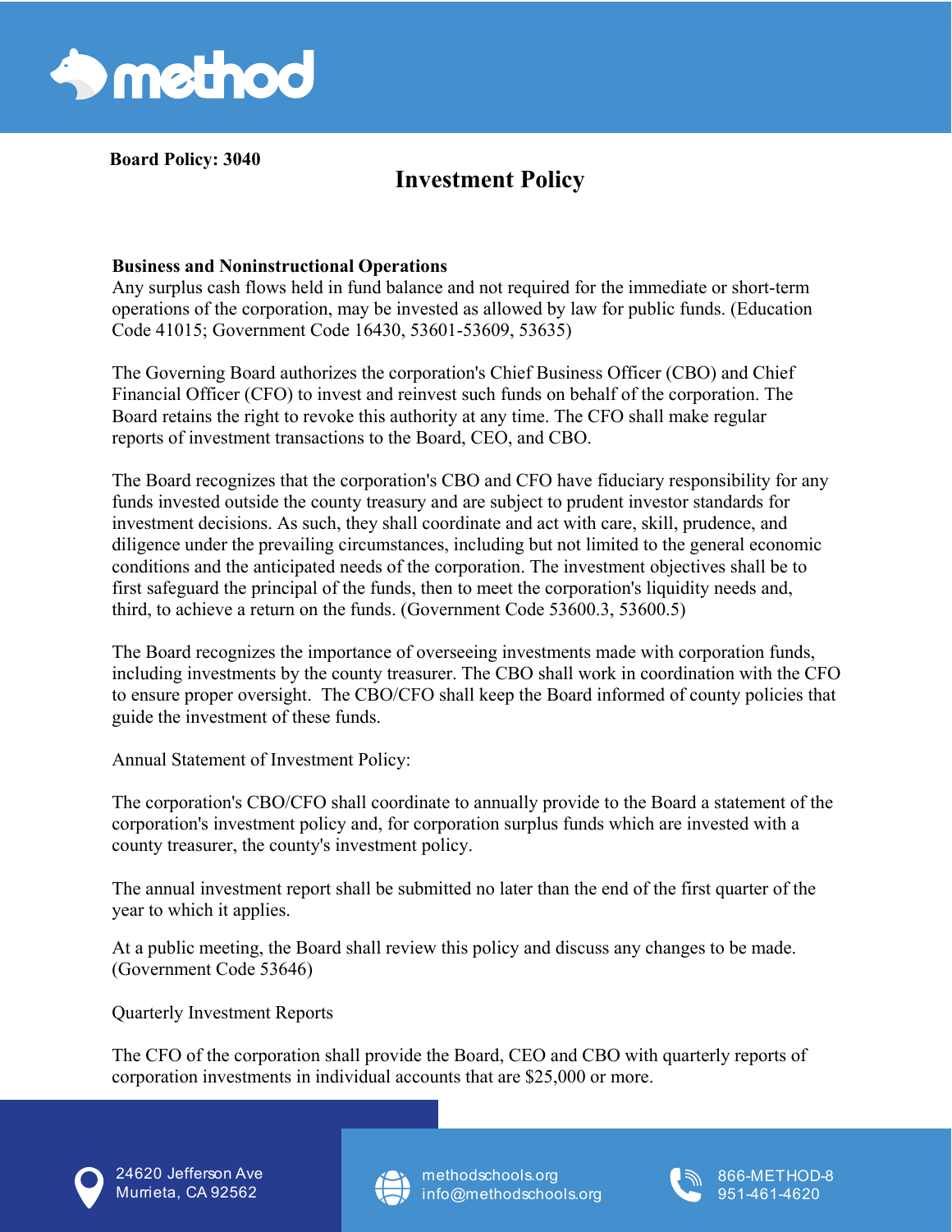**Board Policy: 3040**

# Investment Policy

**Business and Noninstructional Operations**

Any surplus cash flows held in fund balance and not required for the immediate or short-term operations of the corporation, may be invested as allowed by law for public funds. (Education Code 41015; Government Code 16430, 53601-53609, 53635)

The Governing Board authorizes the corporation's Chief Business Officer (CBO) and Chief Financial Officer (CFO) to invest and reinvest such funds on behalf of the corporation. The Board retains the right to revoke this authority at any time. The CFO shall make regular reports of investment transactions to the Board, CEO, and CBO.

The Board recognizes that the corporation's CBO and CFO have fiduciary responsibility for any funds invested outside the county treasury and are subject to prudent investor standards for investment decisions. As such, they shall coordinate and act with care, skill, prudence, and diligence under the prevailing circumstances, including but not limited to the general economic conditions and the anticipated needs of the corporation. The investment objectives shall be to first safeguard the principal of the funds, then to meet the corporation's liquidity needs and, third, to achieve a return on the funds. (Government Code 53600.3, 53600.5)

The Board recognizes the importance of overseeing investments made with corporation funds, including investments by the county treasurer. The CBO shall work in coordination with the CFO to ensure proper oversight. The CBO/CFO shall keep the Board informed of county policies that guide the investment of these funds.

Annual Statement of Investment Policy:

The corporation's CBO/CFO shall coordinate to annually provide to the Board a statement of the corporation's investment policy and, for corporation surplus funds which are invested with a county treasurer, the county's investment policy.

The annual investment report shall be submitted no later than the end of the first quarter of the year to which it applies.

At a public meeting, the Board shall review this policy and discuss any changes to be made. (Government Code 53646)

Quarterly Investment Reports

The CFO of the corporation shall provide the Board, CEO and CBO with quarterly reports of corporation investments in individual accounts that are $25,000 or more.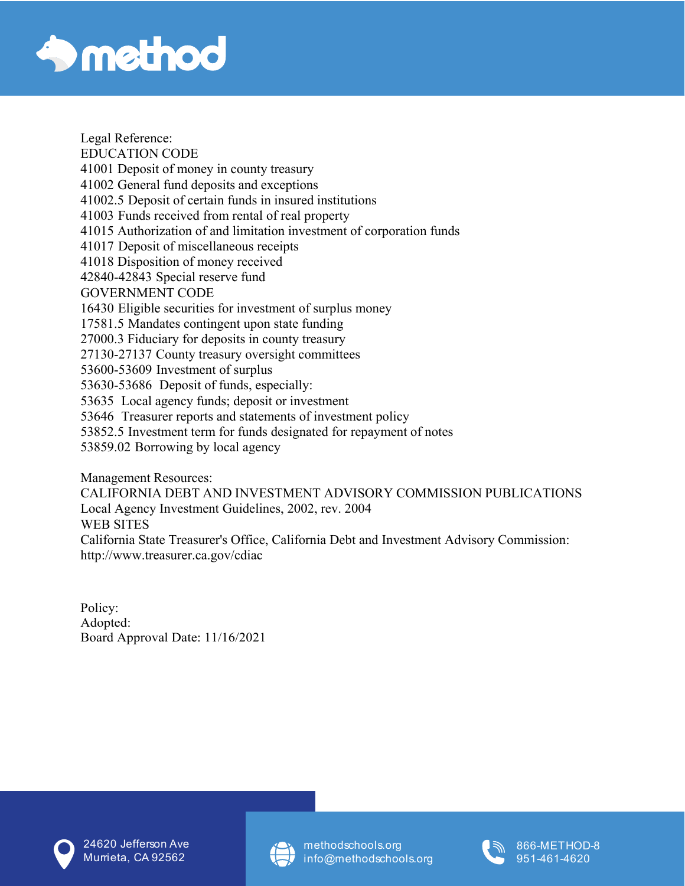Legal Reference:
EDUCATION CODE
41001 Deposit of money in county treasury
41002 General fund deposits and exceptions
41002.5 Deposit of certain funds in insured institutions
41003 Funds received from rental of real property
41015 Authorization of and limitation investment of corporation funds
41017 Deposit of miscellaneous receipts
41018 Disposition of money received
42840-42843 Special reserve fund
GOVERNMENT CODE
16430 Eligible securities for investment of surplus money
17581.5 Mandates contingent upon state funding
27000.3 Fiduciary for deposits in county treasury
27130-27137 County treasury oversight committees
53600-53609 Investment of surplus
53630-53686 Deposit of funds, especially:
53635 Local agency funds; deposit or investment
53646 Treasurer reports and statements of investment policy
53852.5 Investment term for funds designated for repayment of notes
53859.02 Borrowing by local agency

Management Resources:
CALIFORNIA DEBT AND INVESTMENT ADVISORY COMMISSION PUBLICATIONS
Local Agency Investment Guidelines, 2002, rev. 2004
WEB SITES
California State Treasurer's Office, California Debt and Investment Advisory Commission:
http://www.treasurer.ca.gov/cdiac

Policy:
Adopted:
Board Approval Date: 11/16/2021